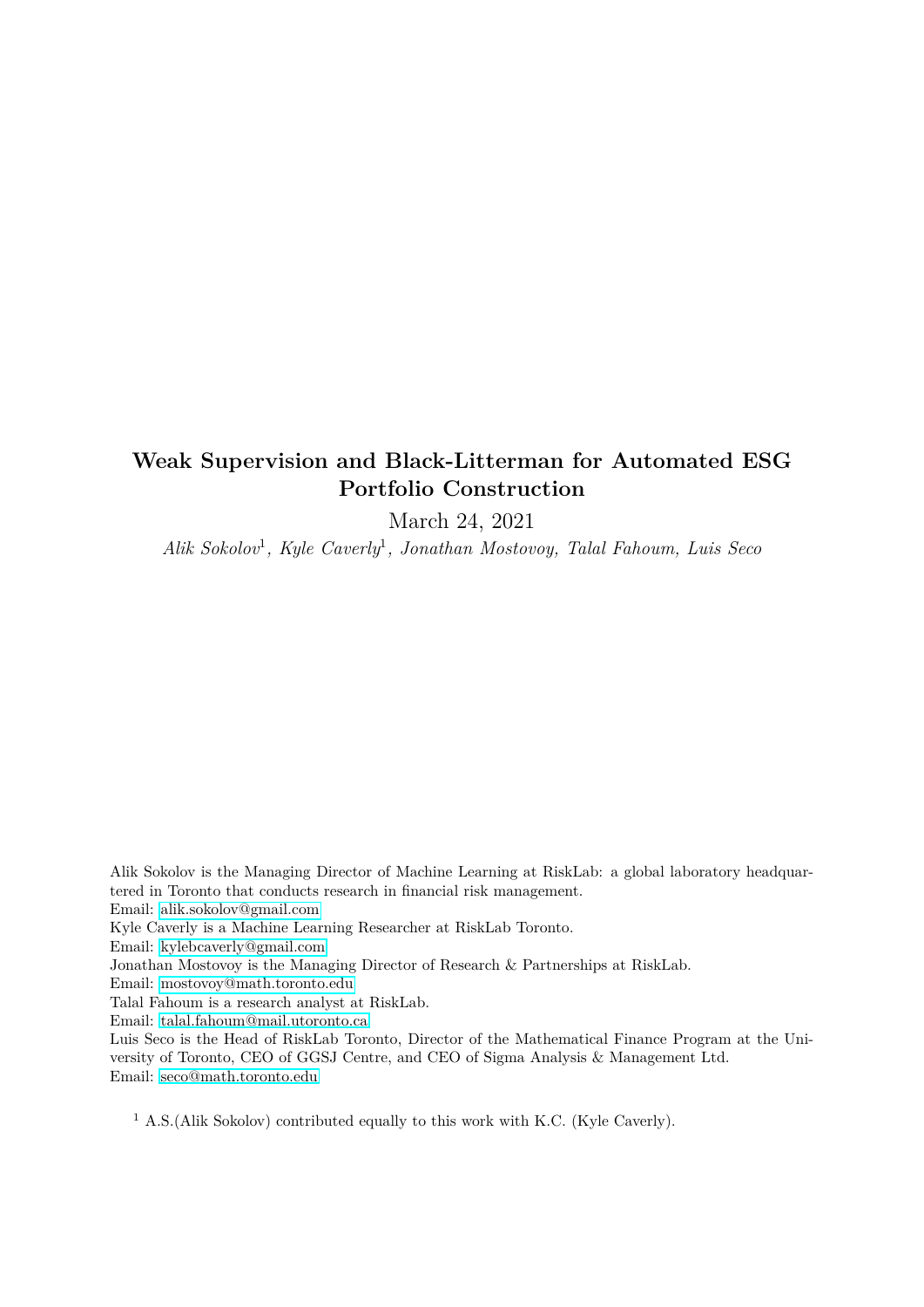# Weak Supervision and Black-Litterman for Automated ESG Portfolio Construction

March 24, 2021

*Alik Sokolov[1], Kyle Caverly[1], Jonathan Mostovoy, Talal Fahoum, Luis Seco*

Alik Sokolov is the Managing Director of Machine Learning at RiskLab: a global laboratory headquartered in Toronto that conducts research in financial risk management.
Email: alik.sokolov@gmail.com
Kyle Caverly is a Machine Learning Researcher at RiskLab Toronto.
Email: kylebcaverly@gmail.com
Jonathan Mostovoy is the Managing Director of Research & Partnerships at RiskLab.
Email: mostovoy@math.toronto.edu
Talal Fahoum is a research analyst at RiskLab.
Email: talal.fahoum@mail.utoronto.ca
Luis Seco is the Head of RiskLab Toronto, Director of the Mathematical Finance Program at the University of Toronto, CEO of GGSJ Centre, and CEO of Sigma Analysis & Management Ltd.
Email: seco@math.toronto.edu

[1] A.S.(Alik Sokolov) contributed equally to this work with K.C. (Kyle Caverly).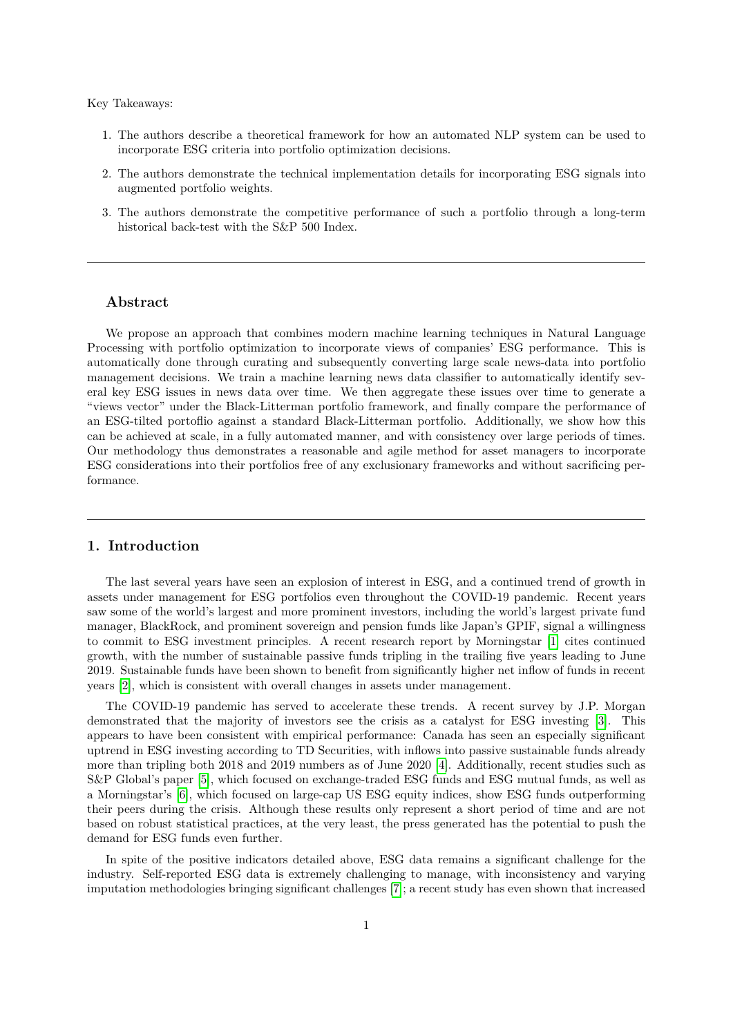Key Takeaways:

1. The authors describe a theoretical framework for how an automated NLP system can be used to incorporate ESG criteria into portfolio optimization decisions.
2. The authors demonstrate the technical implementation details for incorporating ESG signals into augmented portfolio weights.
3. The authors demonstrate the competitive performance of such a portfolio through a long-term historical back-test with the S&P 500 Index.

---

## Abstract

We propose an approach that combines modern machine learning techniques in Natural Language Processing with portfolio optimization to incorporate views of companies' ESG performance. This is automatically done through curating and subsequently converting large scale news-data into portfolio management decisions. We train a machine learning news data classifier to automatically identify several key ESG issues in news data over time. We then aggregate these issues over time to generate a "views vector" under the Black-Litterman portfolio framework, and finally compare the performance of an ESG-tilted portoflio against a standard Black-Litterman portfolio. Additionally, we show how this can be achieved at scale, in a fully automated manner, and with consistency over large periods of times. Our methodology thus demonstrates a reasonable and agile method for asset managers to incorporate ESG considerations into their portfolios free of any exclusionary frameworks and without sacrificing performance.

---

## 1. Introduction

The last several years have seen an explosion of interest in ESG, and a continued trend of growth in assets under management for ESG portfolios even throughout the COVID-19 pandemic. Recent years saw some of the world's largest and more prominent investors, including the world's largest private fund manager, BlackRock, and prominent sovereign and pension funds like Japan's GPIF, signal a willingness to commit to ESG investment principles. A recent research report by Morningstar [1] cites continued growth, with the number of sustainable passive funds tripling in the trailing five years leading to June 2019. Sustainable funds have been shown to benefit from significantly higher net inflow of funds in recent years [2], which is consistent with overall changes in assets under management.

The COVID-19 pandemic has served to accelerate these trends. A recent survey by J.P. Morgan demonstrated that the majority of investors see the crisis as a catalyst for ESG investing [3]. This appears to have been consistent with empirical performance: Canada has seen an especially significant uptrend in ESG investing according to TD Securities, with inflows into passive sustainable funds already more than tripling both 2018 and 2019 numbers as of June 2020 [4]. Additionally, recent studies such as S&P Global's paper [5], which focused on exchange-traded ESG funds and ESG mutual funds, as well as a Morningstar's [6], which focused on large-cap US ESG equity indices, show ESG funds outperforming their peers during the crisis. Although these results only represent a short period of time and are not based on robust statistical practices, at the very least, the press generated has the potential to push the demand for ESG funds even further.

In spite of the positive indicators detailed above, ESG data remains a significant challenge for the industry. Self-reported ESG data is extremely challenging to manage, with inconsistency and varying imputation methodologies bringing significant challenges [7]; a recent study has even shown that increased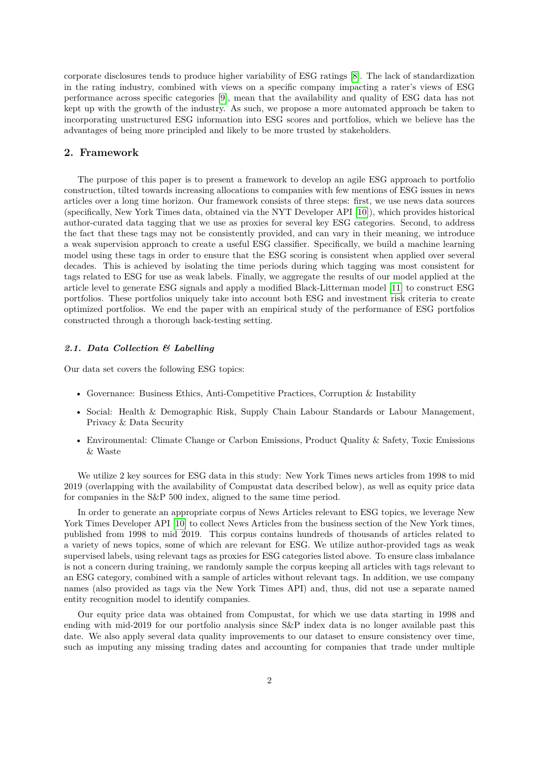corporate disclosures tends to produce higher variability of ESG ratings [8]. The lack of standardization in the rating industry, combined with views on a specific company impacting a rater's views of ESG performance across specific categories [9], mean that the availability and quality of ESG data has not kept up with the growth of the industry. As such, we propose a more automated approach be taken to incorporating unstructured ESG information into ESG scores and portfolios, which we believe has the advantages of being more principled and likely to be more trusted by stakeholders.

## 2. Framework

The purpose of this paper is to present a framework to develop an agile ESG approach to portfolio construction, tilted towards increasing allocations to companies with few mentions of ESG issues in news articles over a long time horizon. Our framework consists of three steps: first, we use news data sources (specifically, New York Times data, obtained via the NYT Developer API [10]), which provides historical author-curated data tagging that we use as proxies for several key ESG categories. Second, to address the fact that these tags may not be consistently provided, and can vary in their meaning, we introduce a weak supervision approach to create a useful ESG classifier. Specifically, we build a machine learning model using these tags in order to ensure that the ESG scoring is consistent when applied over several decades. This is achieved by isolating the time periods during which tagging was most consistent for tags related to ESG for use as weak labels. Finally, we aggregate the results of our model applied at the article level to generate ESG signals and apply a modified Black-Litterman model [11] to construct ESG portfolios. These portfolios uniquely take into account both ESG and investment risk criteria to create optimized portfolios. We end the paper with an empirical study of the performance of ESG portfolios constructed through a thorough back-testing setting.

### *2.1. Data Collection & Labelling*

Our data set covers the following ESG topics:

- Governance: Business Ethics, Anti-Competitive Practices, Corruption & Instability
- Social: Health & Demographic Risk, Supply Chain Labour Standards or Labour Management, Privacy & Data Security
- Environmental: Climate Change or Carbon Emissions, Product Quality & Safety, Toxic Emissions & Waste

We utilize 2 key sources for ESG data in this study: New York Times news articles from 1998 to mid 2019 (overlapping with the availability of Compustat data described below), as well as equity price data for companies in the S&P 500 index, aligned to the same time period.

In order to generate an appropriate corpus of News Articles relevant to ESG topics, we leverage New York Times Developer API [10] to collect News Articles from the business section of the New York times, published from 1998 to mid 2019. This corpus contains hundreds of thousands of articles related to a variety of news topics, some of which are relevant for ESG. We utilize author-provided tags as weak supervised labels, using relevant tags as proxies for ESG categories listed above. To ensure class imbalance is not a concern during training, we randomly sample the corpus keeping all articles with tags relevant to an ESG category, combined with a sample of articles without relevant tags. In addition, we use company names (also provided as tags via the New York Times API) and, thus, did not use a separate named entity recognition model to identify companies.

Our equity price data was obtained from Compustat, for which we use data starting in 1998 and ending with mid-2019 for our portfolio analysis since S&P index data is no longer available past this date. We also apply several data quality improvements to our dataset to ensure consistency over time, such as imputing any missing trading dates and accounting for companies that trade under multiple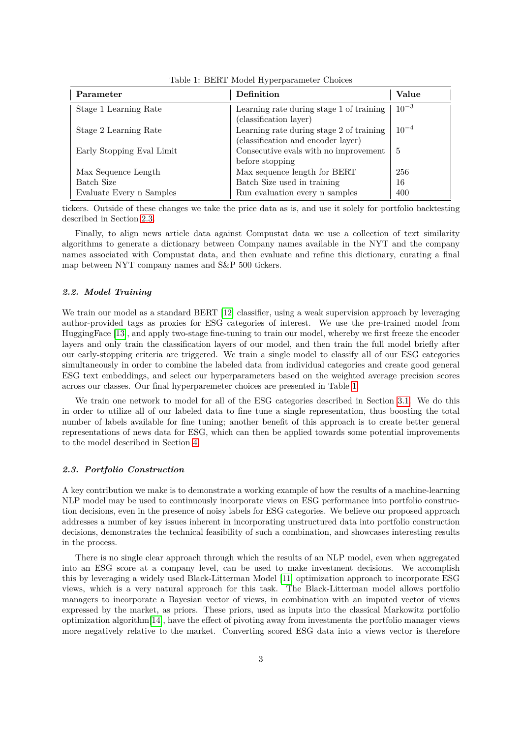Table 1: BERT Model Hyperparameter Choices

| Parameter | Definition | Value |
|---|---|---|
| Stage 1 Learning Rate | Learning rate during stage 1 of training (classification layer) | $10^{-3}$ |
| Stage 2 Learning Rate | Learning rate during stage 2 of training (classification and encoder layer) | $10^{-4}$ |
| Early Stopping Eval Limit | Consecutive evals with no improvement before stopping | 5 |
| Max Sequence Length | Max sequence length for BERT | 256 |
| Batch Size | Batch Size used in training | 16 |
| Evaluate Every n Samples | Run evaluation every n samples | 400 |

tickers. Outside of these changes we take the price data as is, and use it solely for portfolio backtesting described in Section 2.3.

Finally, to align news article data against Compustat data we use a collection of text similarity algorithms to generate a dictionary between Company names available in the NYT and the company names associated with Compustat data, and then evaluate and refine this dictionary, curating a final map between NYT company names and S&P 500 tickers.

### *2.2. Model Training*

We train our model as a standard BERT [12] classifier, using a weak supervision approach by leveraging author-provided tags as proxies for ESG categories of interest. We use the pre-trained model from HuggingFace [13], and apply two-stage fine-tuning to train our model, whereby we first freeze the encoder layers and only train the classification layers of our model, and then train the full model briefly after our early-stopping criteria are triggered. We train a single model to classify all of our ESG categories simultaneously in order to combine the labeled data from individual categories and create good general ESG text embeddings, and select our hyperparameters based on the weighted average precision scores across our classes. Our final hyperparemeter choices are presented in Table 1.

We train one network to model for all of the ESG categories described in Section 3.1. We do this in order to utilize all of our labeled data to fine tune a single representation, thus boosting the total number of labels available for fine tuning; another benefit of this approach is to create better general representations of news data for ESG, which can then be applied towards some potential improvements to the model described in Section 4.

### *2.3. Portfolio Construction*

A key contribution we make is to demonstrate a working example of how the results of a machine-learning NLP model may be used to continuously incorporate views on ESG performance into portfolio construction decisions, even in the presence of noisy labels for ESG categories. We believe our proposed approach addresses a number of key issues inherent in incorporating unstructured data into portfolio construction decisions, demonstrates the technical feasibility of such a combination, and showcases interesting results in the process.

There is no single clear approach through which the results of an NLP model, even when aggregated into an ESG score at a company level, can be used to make investment decisions. We accomplish this by leveraging a widely used Black-Litterman Model [11] optimization approach to incorporate ESG views, which is a very natural approach for this task. The Black-Litterman model allows portfolio managers to incorporate a Bayesian vector of views, in combination with an imputed vector of views expressed by the market, as priors. These priors, used as inputs into the classical Markowitz portfolio optimization algorithm[14], have the effect of pivoting away from investments the portfolio manager views more negatively relative to the market. Converting scored ESG data into a views vector is therefore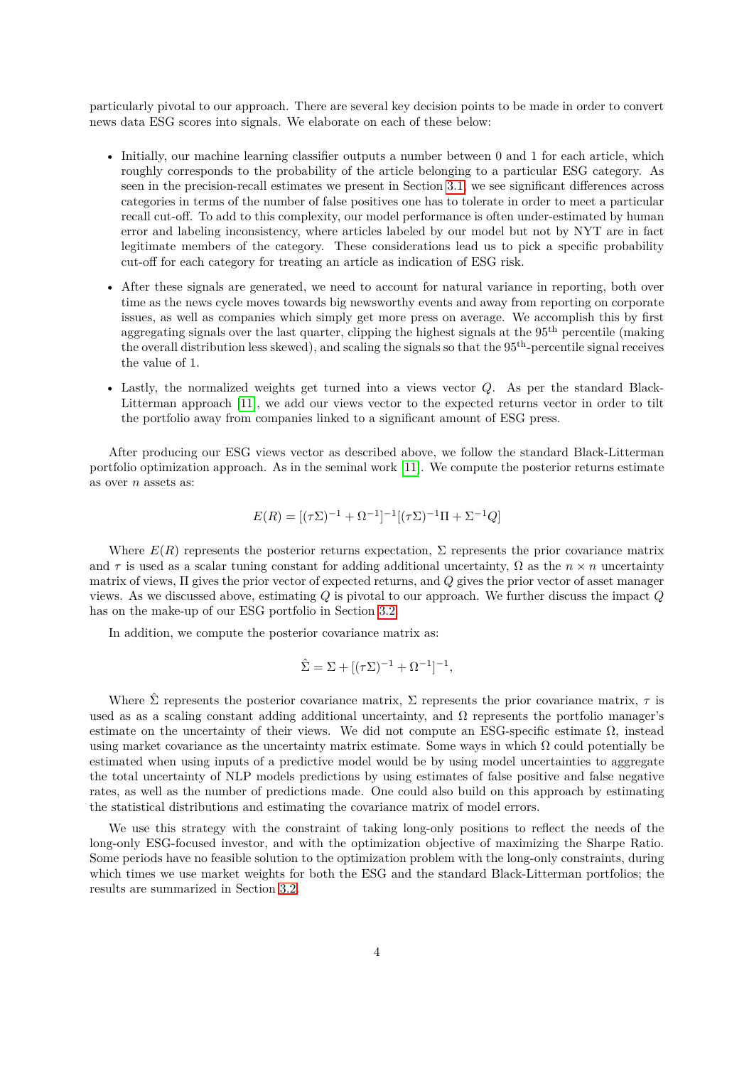particularly pivotal to our approach. There are several key decision points to be made in order to convert news data ESG scores into signals. We elaborate on each of these below:

- Initially, our machine learning classifier outputs a number between 0 and 1 for each article, which roughly corresponds to the probability of the article belonging to a particular ESG category. As seen in the precision-recall estimates we present in Section 3.1, we see significant differences across categories in terms of the number of false positives one has to tolerate in order to meet a particular recall cut-off. To add to this complexity, our model performance is often under-estimated by human error and labeling inconsistency, where articles labeled by our model but not by NYT are in fact legitimate members of the category. These considerations lead us to pick a specific probability cut-off for each category for treating an article as indication of ESG risk.
- After these signals are generated, we need to account for natural variance in reporting, both over time as the news cycle moves towards big newsworthy events and away from reporting on corporate issues, as well as companies which simply get more press on average. We accomplish this by first aggregating signals over the last quarter, clipping the highest signals at the 95$^{\text{th}}$ percentile (making the overall distribution less skewed), and scaling the signals so that the 95$^{\text{th}}$-percentile signal receives the value of 1.
- Lastly, the normalized weights get turned into a views vector $Q$. As per the standard Black-Litterman approach [11], we add our views vector to the expected returns vector in order to tilt the portfolio away from companies linked to a significant amount of ESG press.

After producing our ESG views vector as described above, we follow the standard Black-Litterman portfolio optimization approach. As in the seminal work [11]. We compute the posterior returns estimate as over $n$ assets as:

$$E(R) = [(\tau\Sigma)^{-1} + \Omega^{-1}]^{-1}[(\tau\Sigma)^{-1}\Pi + \Sigma^{-1}Q]$$

Where $E(R)$ represents the posterior returns expectation, $\Sigma$ represents the prior covariance matrix and $\tau$ is used as a scalar tuning constant for adding additional uncertainty, $\Omega$ as the $n \times n$ uncertainty matrix of views, $\Pi$ gives the prior vector of expected returns, and $Q$ gives the prior vector of asset manager views. As we discussed above, estimating $Q$ is pivotal to our approach. We further discuss the impact $Q$ has on the make-up of our ESG portfolio in Section 3.2.

In addition, we compute the posterior covariance matrix as:

$$\hat{\Sigma} = \Sigma + [(\tau\Sigma)^{-1} + \Omega^{-1}]^{-1},$$

Where $\hat{\Sigma}$ represents the posterior covariance matrix, $\Sigma$ represents the prior covariance matrix, $\tau$ is used as as a scaling constant adding additional uncertainty, and $\Omega$ represents the portfolio manager's estimate on the uncertainty of their views. We did not compute an ESG-specific estimate $\Omega$, instead using market covariance as the uncertainty matrix estimate. Some ways in which $\Omega$ could potentially be estimated when using inputs of a predictive model would be by using model uncertainties to aggregate the total uncertainty of NLP models predictions by using estimates of false positive and false negative rates, as well as the number of predictions made. One could also build on this approach by estimating the statistical distributions and estimating the covariance matrix of model errors.

We use this strategy with the constraint of taking long-only positions to reflect the needs of the long-only ESG-focused investor, and with the optimization objective of maximizing the Sharpe Ratio. Some periods have no feasible solution to the optimization problem with the long-only constraints, during which times we use market weights for both the ESG and the standard Black-Litterman portfolios; the results are summarized in Section 3.2.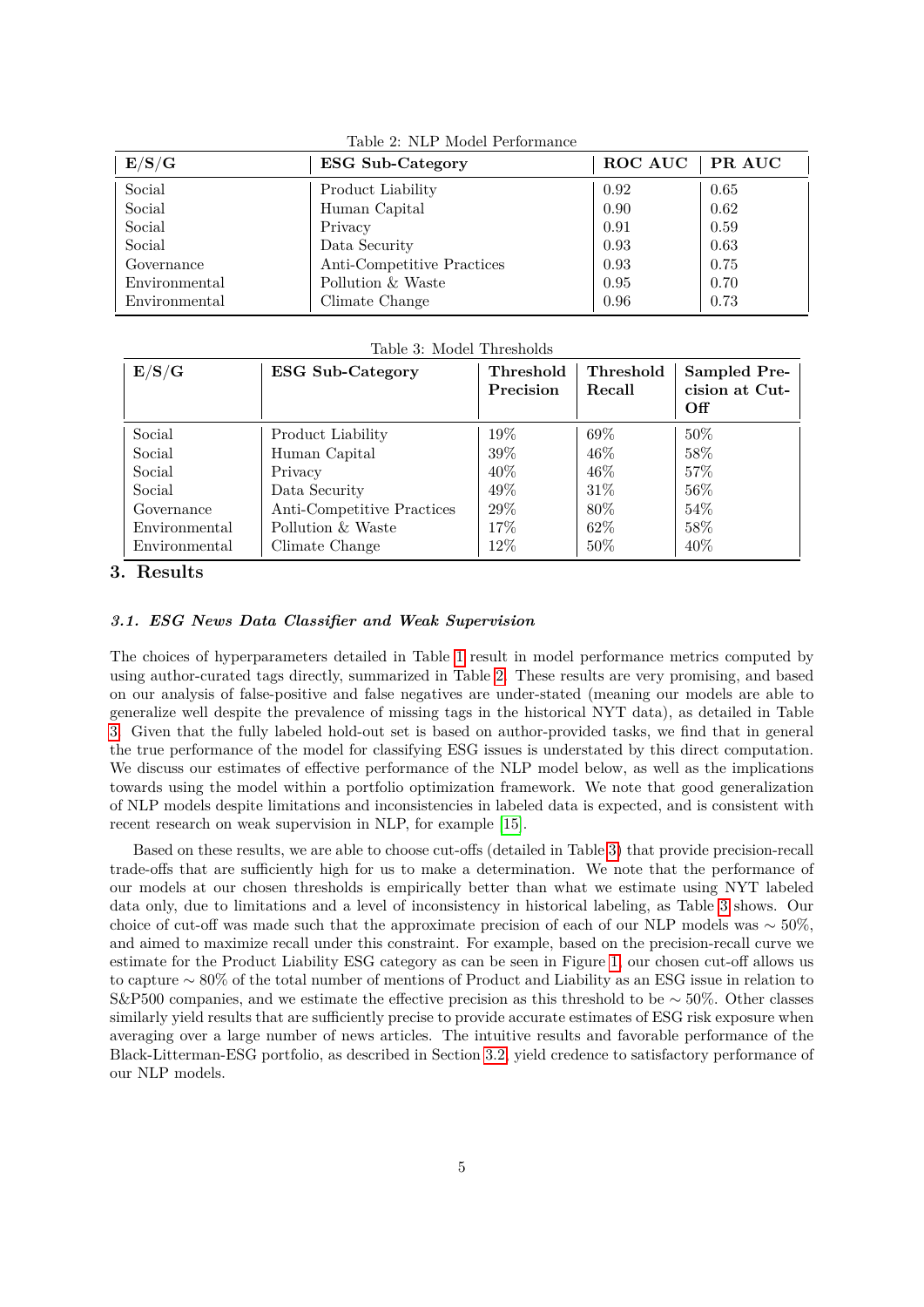Table 2: NLP Model Performance

| E/S/G | ESG Sub-Category | ROC AUC | PR AUC |
|---|---|---|---|
| Social | Product Liability | 0.92 | 0.65 |
| Social | Human Capital | 0.90 | 0.62 |
| Social | Privacy | 0.91 | 0.59 |
| Social | Data Security | 0.93 | 0.63 |
| Governance | Anti-Competitive Practices | 0.93 | 0.75 |
| Environmental | Pollution & Waste | 0.95 | 0.70 |
| Environmental | Climate Change | 0.96 | 0.73 |

Table 3: Model Thresholds

| E/S/G | ESG Sub-Category | Threshold Precision | Threshold Recall | Sampled Precision at Cut-Off |
|---|---|---|---|---|
| Social | Product Liability | 19% | 69% | 50% |
| Social | Human Capital | 39% | 46% | 58% |
| Social | Privacy | 40% | 46% | 57% |
| Social | Data Security | 49% | 31% | 56% |
| Governance | Anti-Competitive Practices | 29% | 80% | 54% |
| Environmental | Pollution & Waste | 17% | 62% | 58% |
| Environmental | Climate Change | 12% | 50% | 40% |

## 3. Results

### *3.1. ESG News Data Classifier and Weak Supervision*

The choices of hyperparameters detailed in Table 1 result in model performance metrics computed by using author-curated tags directly, summarized in Table 2. These results are very promising, and based on our analysis of false-positive and false negatives are under-stated (meaning our models are able to generalize well despite the prevalence of missing tags in the historical NYT data), as detailed in Table 3. Given that the fully labeled hold-out set is based on author-provided tasks, we find that in general the true performance of the model for classifying ESG issues is understated by this direct computation. We discuss our estimates of effective performance of the NLP model below, as well as the implications towards using the model within a portfolio optimization framework. We note that good generalization of NLP models despite limitations and inconsistencies in labeled data is expected, and is consistent with recent research on weak supervision in NLP, for example [15].

Based on these results, we are able to choose cut-offs (detailed in Table 3) that provide precision-recall trade-offs that are sufficiently high for us to make a determination. We note that the performance of our models at our chosen thresholds is empirically better than what we estimate using NYT labeled data only, due to limitations and a level of inconsistency in historical labeling, as Table 3 shows. Our choice of cut-off was made such that the approximate precision of each of our NLP models was $\sim 50\%$, and aimed to maximize recall under this constraint. For example, based on the precision-recall curve we estimate for the Product Liability ESG category as can be seen in Figure 1, our chosen cut-off allows us to capture $\sim 80\%$ of the total number of mentions of Product and Liability as an ESG issue in relation to S&P500 companies, and we estimate the effective precision as this threshold to be $\sim 50\%$. Other classes similarly yield results that are sufficiently precise to provide accurate estimates of ESG risk exposure when averaging over a large number of news articles. The intuitive results and favorable performance of the Black-Litterman-ESG portfolio, as described in Section 3.2, yield credence to satisfactory performance of our NLP models.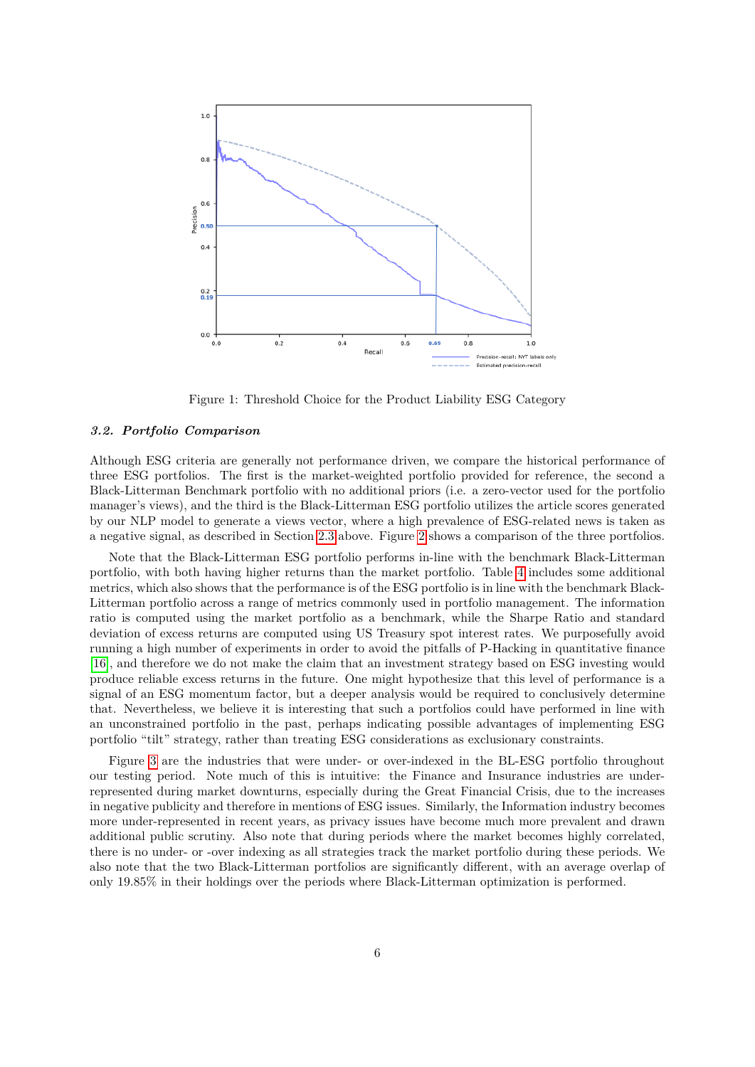Figure 1: Threshold Choice for the Product Liability ESG Category

### *3.2. Portfolio Comparison*

Although ESG criteria are generally not performance driven, we compare the historical performance of three ESG portfolios. The first is the market-weighted portfolio provided for reference, the second a Black-Litterman Benchmark portfolio with no additional priors (i.e. a zero-vector used for the portfolio manager's views), and the third is the Black-Litterman ESG portfolio utilizes the article scores generated by our NLP model to generate a views vector, where a high prevalence of ESG-related news is taken as a negative signal, as described in Section 2.3 above. Figure 2 shows a comparison of the three portfolios.

Note that the Black-Litterman ESG portfolio performs in-line with the benchmark Black-Litterman portfolio, with both having higher returns than the market portfolio. Table 4 includes some additional metrics, which also shows that the performance is of the ESG portfolio is in line with the benchmark Black-Litterman portfolio across a range of metrics commonly used in portfolio management. The information ratio is computed using the market portfolio as a benchmark, while the Sharpe Ratio and standard deviation of excess returns are computed using US Treasury spot interest rates. We purposefully avoid running a high number of experiments in order to avoid the pitfalls of P-Hacking in quantitative finance [16], and therefore we do not make the claim that an investment strategy based on ESG investing would produce reliable excess returns in the future. One might hypothesize that this level of performance is a signal of an ESG momentum factor, but a deeper analysis would be required to conclusively determine that. Nevertheless, we believe it is interesting that such a portfolios could have performed in line with an unconstrained portfolio in the past, perhaps indicating possible advantages of implementing ESG portfolio "tilt" strategy, rather than treating ESG considerations as exclusionary constraints.

Figure 3 are the industries that were under- or over-indexed in the BL-ESG portfolio throughout our testing period. Note much of this is intuitive: the Finance and Insurance industries are under-represented during market downturns, especially during the Great Financial Crisis, due to the increases in negative publicity and therefore in mentions of ESG issues. Similarly, the Information industry becomes more under-represented in recent years, as privacy issues have become much more prevalent and drawn additional public scrutiny. Also note that during periods where the market becomes highly correlated, there is no under- or -over indexing as all strategies track the market portfolio during these periods. We also note that the two Black-Litterman portfolios are significantly different, with an average overlap of only 19.85% in their holdings over the periods where Black-Litterman optimization is performed.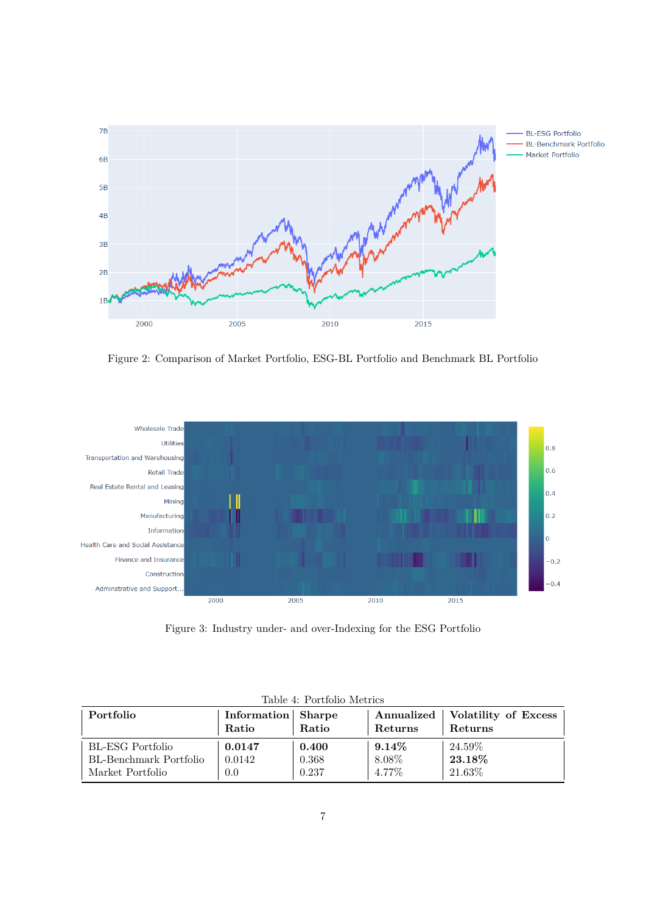Figure 2: Comparison of Market Portfolio, ESG-BL Portfolio and Benchmark BL Portfolio

Figure 3: Industry under- and over-Indexing for the ESG Portfolio

Table 4: Portfolio Metrics

| Portfolio | Information Ratio | Sharpe Ratio | Annualized Returns | Volatility of Excess Returns |
|---|---|---|---|---|
| BL-ESG Portfolio | **0.0147** | **0.400** | **9.14%** | 24.59% |
| BL-Benchmark Portfolio | 0.0142 | 0.368 | 8.08% | **23.18%** |
| Market Portfolio | 0.0 | 0.237 | 4.77% | 21.63% |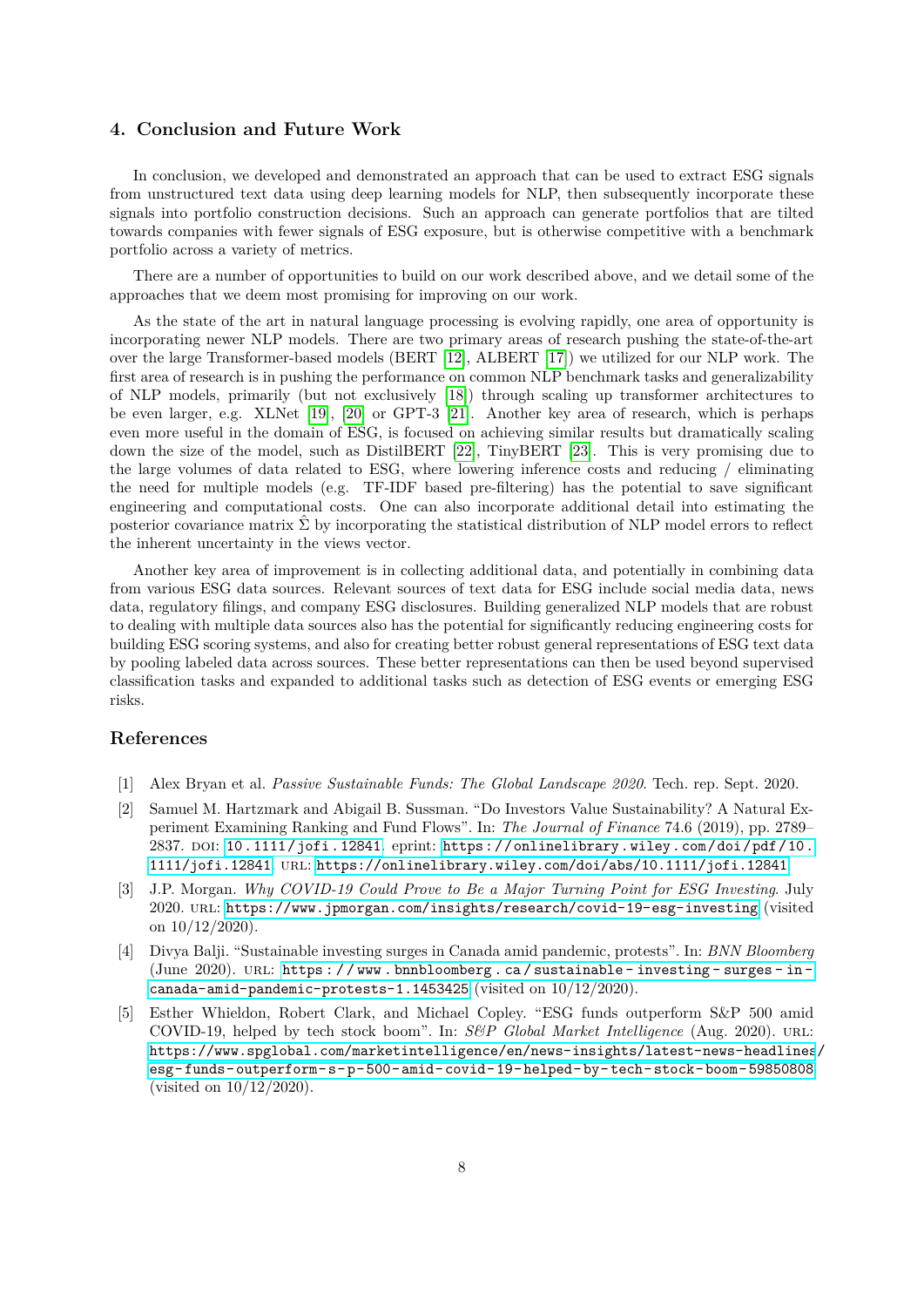## 4. Conclusion and Future Work

In conclusion, we developed and demonstrated an approach that can be used to extract ESG signals from unstructured text data using deep learning models for NLP, then subsequently incorporate these signals into portfolio construction decisions. Such an approach can generate portfolios that are tilted towards companies with fewer signals of ESG exposure, but is otherwise competitive with a benchmark portfolio across a variety of metrics.

There are a number of opportunities to build on our work described above, and we detail some of the approaches that we deem most promising for improving on our work.

As the state of the art in natural language processing is evolving rapidly, one area of opportunity is incorporating newer NLP models. There are two primary areas of research pushing the state-of-the-art over the large Transformer-based models (BERT [12], ALBERT [17]) we utilized for our NLP work. The first area of research is in pushing the performance on common NLP benchmark tasks and generalizability of NLP models, primarily (but not exclusively [18]) through scaling up transformer architectures to be even larger, e.g. XLNet [19], [20] or GPT-3 [21]. Another key area of research, which is perhaps even more useful in the domain of ESG, is focused on achieving similar results but dramatically scaling down the size of the model, such as DistilBERT [22], TinyBERT [23]. This is very promising due to the large volumes of data related to ESG, where lowering inference costs and reducing / eliminating the need for multiple models (e.g. TF-IDF based pre-filtering) has the potential to save significant engineering and computational costs. One can also incorporate additional detail into estimating the posterior covariance matrix $\hat{\Sigma}$ by incorporating the statistical distribution of NLP model errors to reflect the inherent uncertainty in the views vector.

Another key area of improvement is in collecting additional data, and potentially in combining data from various ESG data sources. Relevant sources of text data for ESG include social media data, news data, regulatory filings, and company ESG disclosures. Building generalized NLP models that are robust to dealing with multiple data sources also has the potential for significantly reducing engineering costs for building ESG scoring systems, and also for creating better robust general representations of ESG text data by pooling labeled data across sources. These better representations can then be used beyond supervised classification tasks and expanded to additional tasks such as detection of ESG events or emerging ESG risks.

## References

[1] Alex Bryan et al. *Passive Sustainable Funds: The Global Landscape 2020*. Tech. rep. Sept. 2020.

[2] Samuel M. Hartzmark and Abigail B. Sussman. "Do Investors Value Sustainability? A Natural Experiment Examining Ranking and Fund Flows". In: *The Journal of Finance* 74.6 (2019), pp. 2789–2837. DOI: 10.1111/jofi.12841. eprint: https://onlinelibrary.wiley.com/doi/pdf/10.1111/jofi.12841. URL: https://onlinelibrary.wiley.com/doi/abs/10.1111/jofi.12841.

[3] J.P. Morgan. *Why COVID-19 Could Prove to Be a Major Turning Point for ESG Investing*. July 2020. URL: https://www.jpmorgan.com/insights/research/covid-19-esg-investing (visited on 10/12/2020).

[4] Divya Balji. "Sustainable investing surges in Canada amid pandemic, protests". In: *BNN Bloomberg* (June 2020). URL: https://www.bnnbloomberg.ca/sustainable-investing-surges-in-canada-amid-pandemic-protests-1.1453425 (visited on 10/12/2020).

[5] Esther Whieldon, Robert Clark, and Michael Copley. "ESG funds outperform S&P 500 amid COVID-19, helped by tech stock boom". In: *S&P Global Market Intelligence* (Aug. 2020). URL: https://www.spglobal.com/marketintelligence/en/news-insights/latest-news-headlines/esg-funds-outperform-s-p-500-amid-covid-19-helped-by-tech-stock-boom-59850808 (visited on 10/12/2020).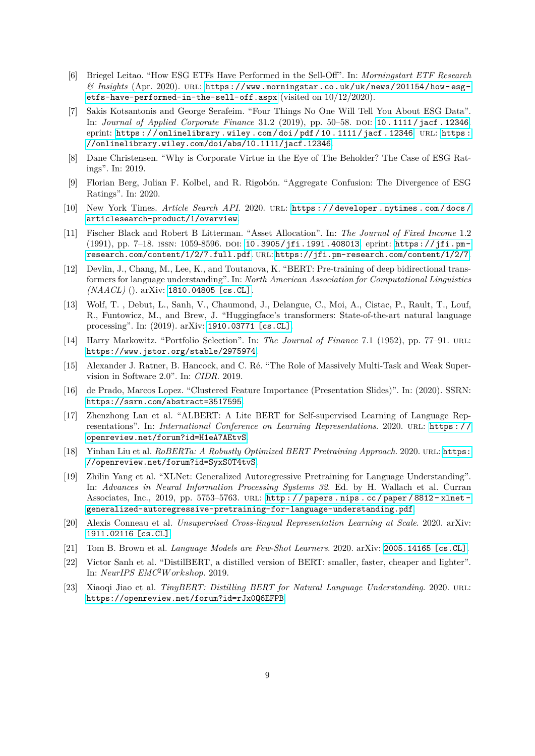[6] Briegel Leitao. “How ESG ETFs Have Performed in the Sell-Off”. In: *Morningstart ETF Research & Insights* (Apr. 2020). URL: https://www.morningstar.co.uk/uk/news/201154/how-esg-etfs-have-performed-in-the-sell-off.aspx (visited on 10/12/2020).

[7] Sakis Kotsantonis and George Serafeim. “Four Things No One Will Tell You About ESG Data”. In: *Journal of Applied Corporate Finance* 31.2 (2019), pp. 50–58. DOI: 10.1111/jacf.12346. eprint: https://onlinelibrary.wiley.com/doi/pdf/10.1111/jacf.12346. URL: https://onlinelibrary.wiley.com/doi/abs/10.1111/jacf.12346.

[8] Dane Christensen. “Why is Corporate Virtue in the Eye of The Beholder? The Case of ESG Ratings”. In: 2019.

[9] Florian Berg, Julian F. Kolbel, and R. Rigobón. “Aggregate Confusion: The Divergence of ESG Ratings”. In: 2020.

[10] New York Times. *Article Search API*. 2020. URL: https://developer.nytimes.com/docs/articlesearch-product/1/overview.

[11] Fischer Black and Robert B Litterman. “Asset Allocation”. In: *The Journal of Fixed Income* 1.2 (1991), pp. 7–18. ISSN: 1059-8596. DOI: 10.3905/jfi.1991.408013. eprint: https://jfi.pm-research.com/content/1/2/7.full.pdf. URL: https://jfi.pm-research.com/content/1/2/7.

[12] Devlin, J., Chang, M., Lee, K., and Toutanova, K. “BERT: Pre-training of deep bidirectional transformers for language understanding”. In: *North American Association for Computational Linguistics (NAACL)* (). arXiv: 1810.04805 [cs.CL].

[13] Wolf, T. , Debut, L., Sanh, V., Chaumond, J., Delangue, C., Moi, A., Cistac, P., Rault, T., Louf, R., Funtowicz, M., and Brew, J. “Huggingface’s transformers: State-of-the-art natural language processing”. In: (2019). arXiv: 1910.03771 [cs.CL].

[14] Harry Markowitz. “Portfolio Selection”. In: *The Journal of Finance* 7.1 (1952), pp. 77–91. URL: https://www.jstor.org/stable/2975974.

[15] Alexander J. Ratner, B. Hancock, and C. Ré. “The Role of Massively Multi-Task and Weak Supervision in Software 2.0”. In: *CIDR*. 2019.

[16] de Prado, Marcos Lopez. “Clustered Feature Importance (Presentation Slides)”. In: (2020). SSRN: https://ssrn.com/abstract=3517595.

[17] Zhenzhong Lan et al. “ALBERT: A Lite BERT for Self-supervised Learning of Language Representations”. In: *International Conference on Learning Representations*. 2020. URL: https://openreview.net/forum?id=H1eA7AEtvS.

[18] Yinhan Liu et al. *RoBERTa: A Robustly Optimized BERT Pretraining Approach*. 2020. URL: https://openreview.net/forum?id=SyxS0T4tvS.

[19] Zhilin Yang et al. “XLNet: Generalized Autoregressive Pretraining for Language Understanding”. In: *Advances in Neural Information Processing Systems 32*. Ed. by H. Wallach et al. Curran Associates, Inc., 2019, pp. 5753–5763. URL: http://papers.nips.cc/paper/8812-xlnet-generalized-autoregressive-pretraining-for-language-understanding.pdf.

[20] Alexis Conneau et al. *Unsupervised Cross-lingual Representation Learning at Scale*. 2020. arXiv: 1911.02116 [cs.CL].

[21] Tom B. Brown et al. *Language Models are Few-Shot Learners*. 2020. arXiv: 2005.14165 [cs.CL].

[22] Victor Sanh et al. “DistilBERT, a distilled version of BERT: smaller, faster, cheaper and lighter”. In: *NeurIPS EMC²Workshop*. 2019.

[23] Xiaoqi Jiao et al. *TinyBERT: Distilling BERT for Natural Language Understanding*. 2020. URL: https://openreview.net/forum?id=rJx0Q6EFPB.